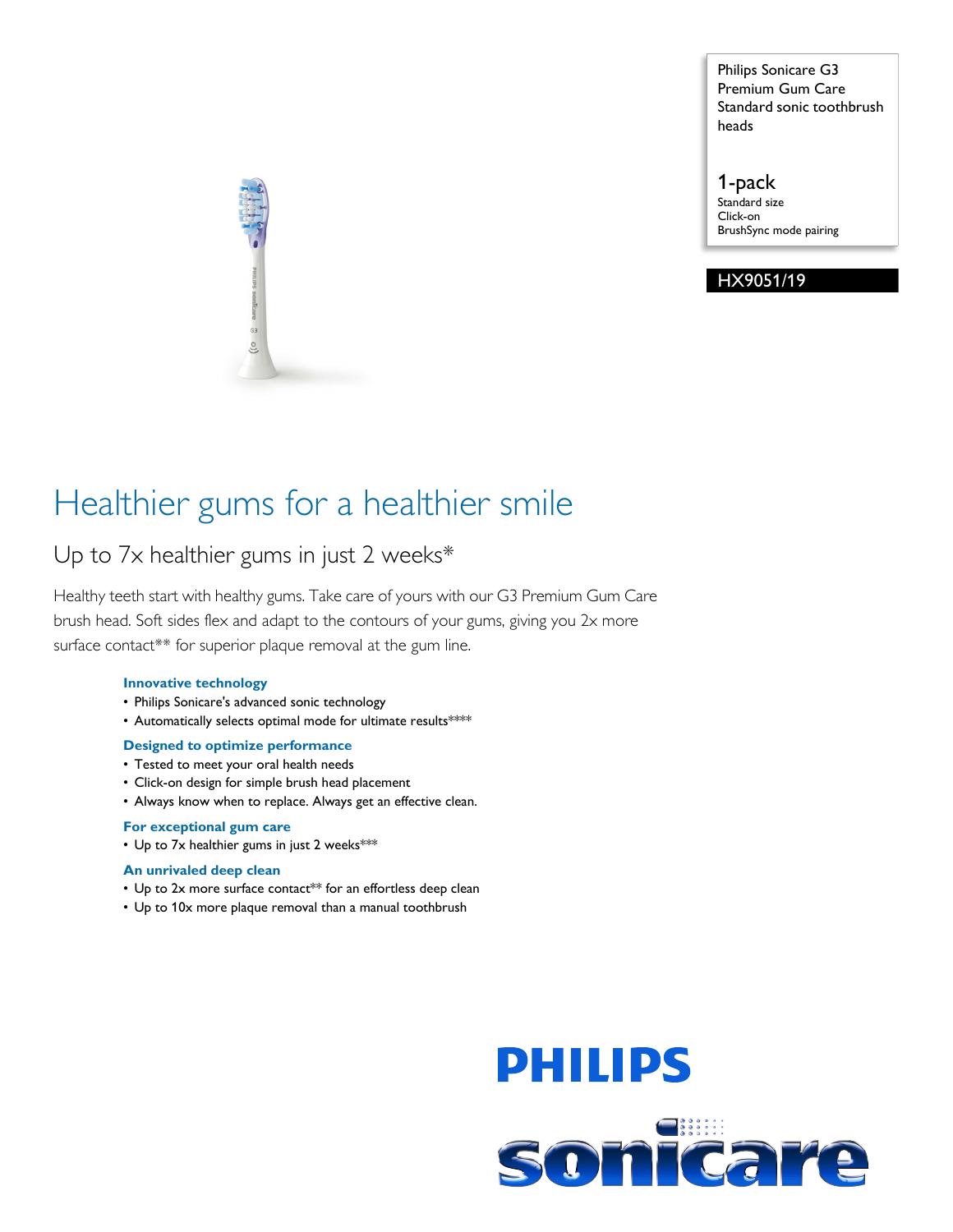Philips Sonicare G3 Premium Gum Care Standard sonic toothbrush heads

1-pack
Standard size
Click-on
BrushSync mode pairing

HX9051/19

# Healthier gums for a healthier smile

## Up to 7x healthier gums in just 2 weeks*

Healthy teeth start with healthy gums. Take care of yours with our G3 Premium Gum Care brush head. Soft sides flex and adapt to the contours of your gums, giving you 2x more surface contact** for superior plaque removal at the gum line.

### Innovative technology

- Philips Sonicare's advanced sonic technology
- Automatically selects optimal mode for ultimate results****

### Designed to optimize performance

- Tested to meet your oral health needs
- Click-on design for simple brush head placement
- Always know when to replace. Always get an effective clean.

### For exceptional gum care

- Up to 7x healthier gums in just 2 weeks***

### An unrivaled deep clean

- Up to 2x more surface contact** for an effortless deep clean
- Up to 10x more plaque removal than a manual toothbrush

PHILIPS

sonicare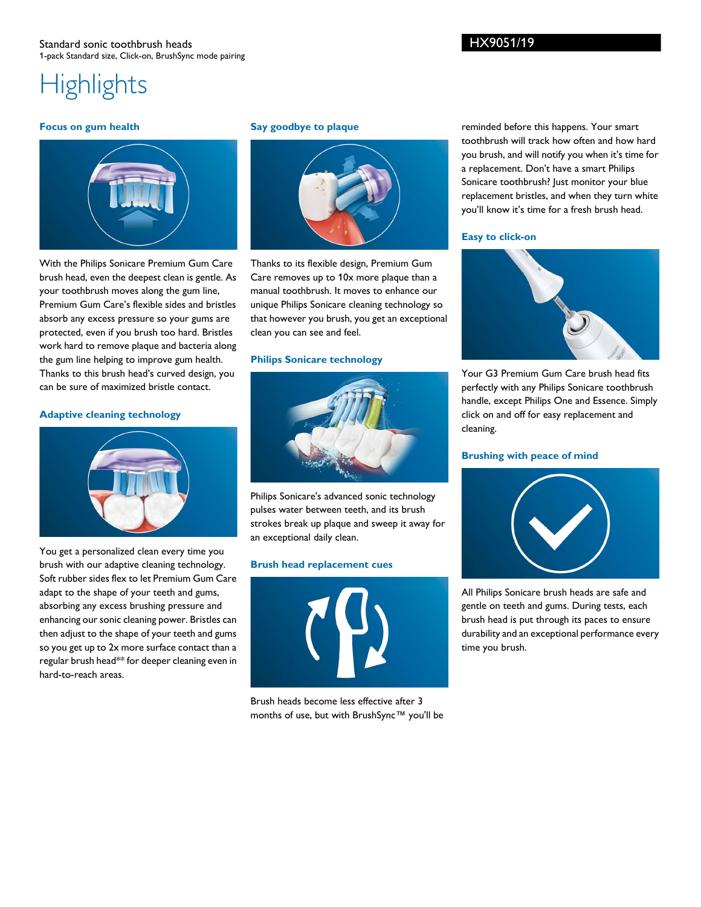Standard sonic toothbrush heads
1-pack Standard size, Click-on, BrushSync mode pairing

HX9051/19

# Highlights

### Focus on gum health

With the Philips Sonicare Premium Gum Care brush head, even the deepest clean is gentle. As your toothbrush moves along the gum line, Premium Gum Care's flexible sides and bristles absorb any excess pressure so your gums are protected, even if you brush too hard. Bristles work hard to remove plaque and bacteria along the gum line helping to improve gum health. Thanks to this brush head's curved design, you can be sure of maximized bristle contact.

### Adaptive cleaning technology

You get a personalized clean every time you brush with our adaptive cleaning technology. Soft rubber sides flex to let Premium Gum Care adapt to the shape of your teeth and gums, absorbing any excess brushing pressure and enhancing our sonic cleaning power. Bristles can then adjust to the shape of your teeth and gums so you get up to 2x more surface contact than a regular brush head** for deeper cleaning even in hard-to-reach areas.

### Say goodbye to plaque

Thanks to its flexible design, Premium Gum Care removes up to 10x more plaque than a manual toothbrush. It moves to enhance our unique Philips Sonicare cleaning technology so that however you brush, you get an exceptional clean you can see and feel.

### Philips Sonicare technology

Philips Sonicare's advanced sonic technology pulses water between teeth, and its brush strokes break up plaque and sweep it away for an exceptional daily clean.

### Brush head replacement cues

Brush heads become less effective after 3 months of use, but with BrushSync™ you'll be reminded before this happens. Your smart toothbrush will track how often and how hard you brush, and will notify you when it's time for a replacement. Don't have a smart Philips Sonicare toothbrush? Just monitor your blue replacement bristles, and when they turn white you'll know it's time for a fresh brush head.

### Easy to click-on

Your G3 Premium Gum Care brush head fits perfectly with any Philips Sonicare toothbrush handle, except Philips One and Essence. Simply click on and off for easy replacement and cleaning.

### Brushing with peace of mind

All Philips Sonicare brush heads are safe and gentle on teeth and gums. During tests, each brush head is put through its paces to ensure durability and an exceptional performance every time you brush.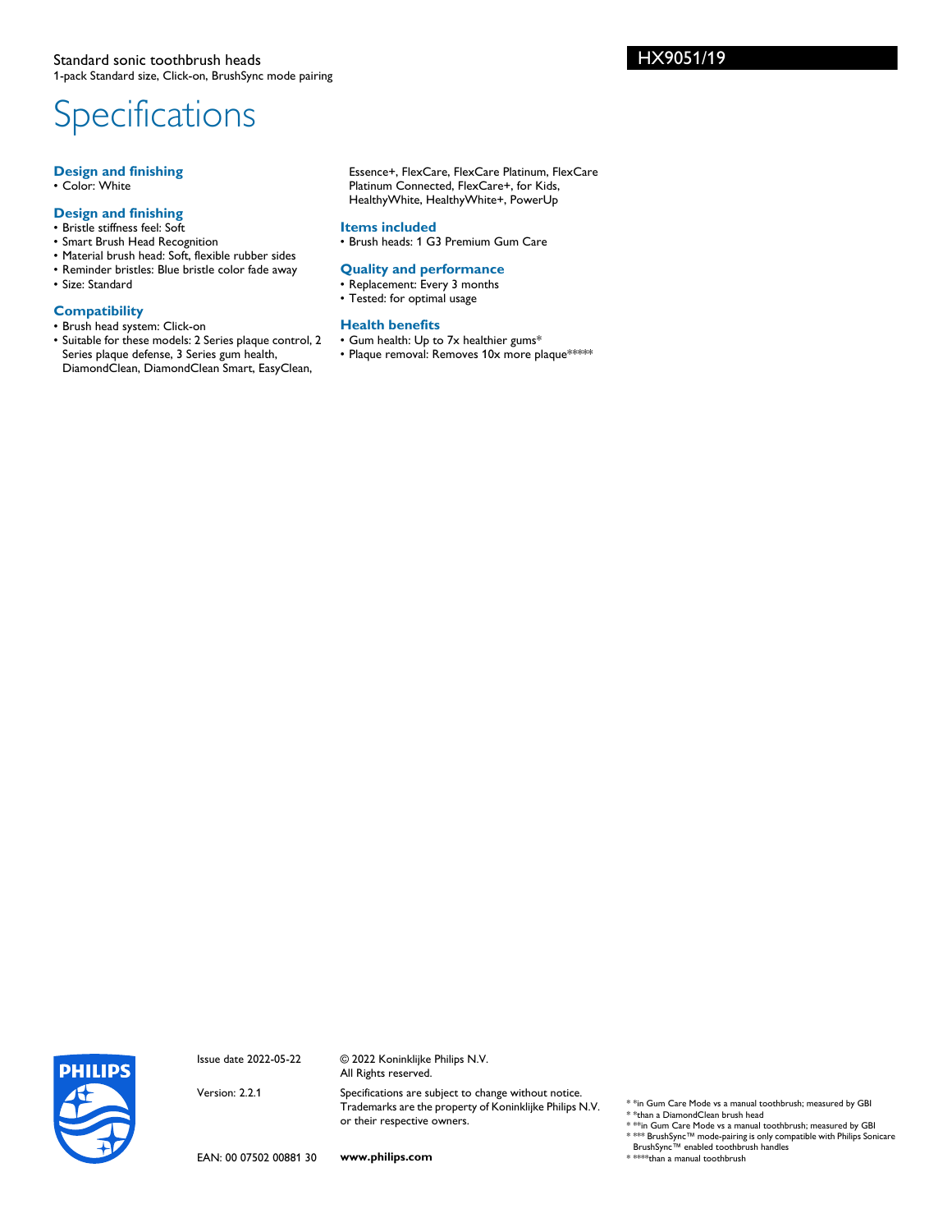Standard sonic toothbrush heads

1-pack Standard size, Click-on, BrushSync mode pairing

HX9051/19

# Specifications

### Design and finishing

- Color: White

### Design and finishing

- Bristle stiffness feel: Soft
- Smart Brush Head Recognition
- Material brush head: Soft, flexible rubber sides
- Reminder bristles: Blue bristle color fade away
- Size: Standard

### Compatibility

- Brush head system: Click-on
- Suitable for these models: 2 Series plaque control, 2 Series plaque defense, 3 Series gum health, DiamondClean, DiamondClean Smart, EasyClean, Essence+, FlexCare, FlexCare Platinum, FlexCare Platinum Connected, FlexCare+, for Kids, HealthyWhite, HealthyWhite+, PowerUp

### Items included

- Brush heads: 1 G3 Premium Gum Care

### Quality and performance

- Replacement: Every 3 months
- Tested: for optimal usage

### Health benefits

- Gum health: Up to 7x healthier gums*
- Plaque removal: Removes 10x more plaque*****

Issue date 2022-05-22

Version: 2.2.1

EAN: 00 07502 00881 30

© 2022 Koninklijke Philips N.V.
All Rights reserved.

Specifications are subject to change without notice. Trademarks are the property of Koninklijke Philips N.V. or their respective owners.

**www.philips.com**

* *in Gum Care Mode vs a manual toothbrush; measured by GBI
* *than a DiamondClean brush head
* **in Gum Care Mode vs a manual toothbrush; measured by GBI
* *** BrushSync™ mode-pairing is only compatible with Philips Sonicare BrushSync™ enabled toothbrush handles
* ****than a manual toothbrush